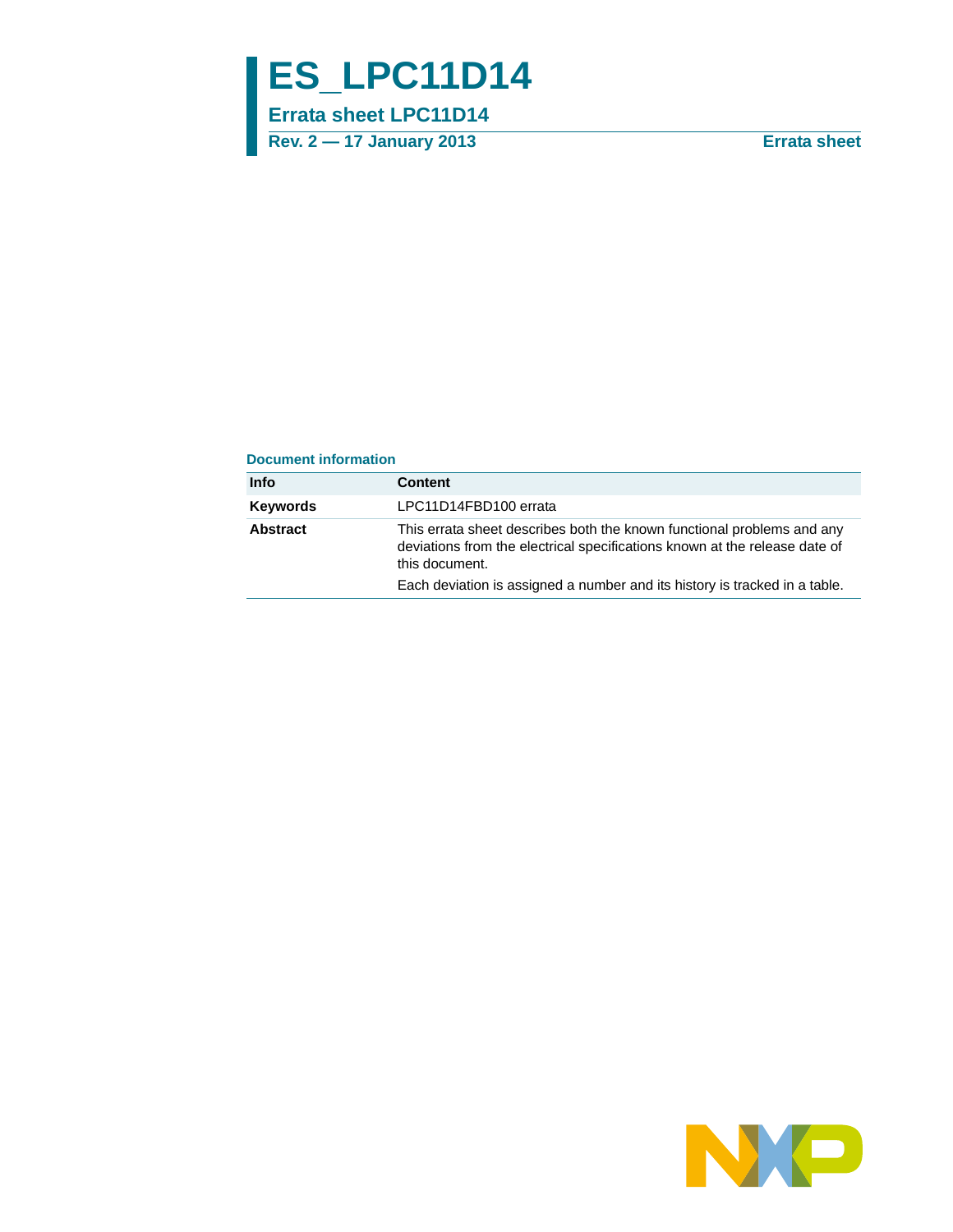# ES_LPC11D14

## Errata sheet LPC11D14

**Rev. 2 — 17 January 2013** **Errata sheet**

**Document information**

| Info | Content |
|---|---|
| **Keywords** | LPC11D14FBD100 errata |
| **Abstract** | This errata sheet describes both the known functional problems and any deviations from the electrical specifications known at the release date of this document. Each deviation is assigned a number and its history is tracked in a table. |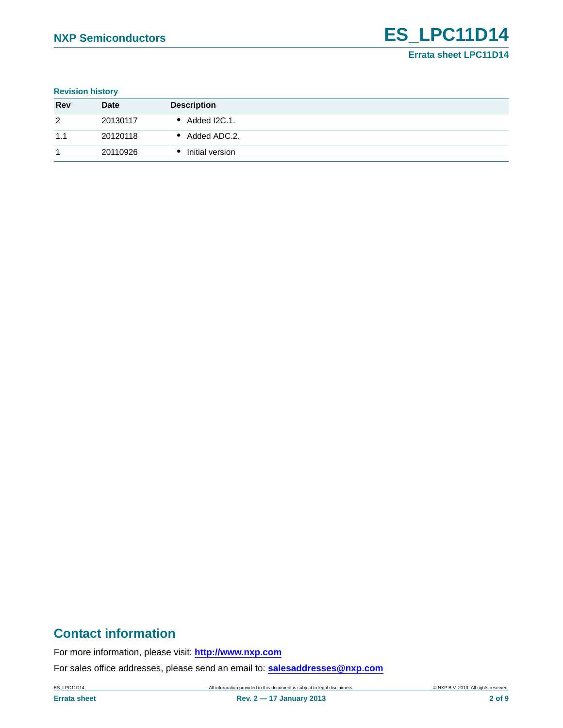**Revision history**

| Rev | Date | Description |
|---|---|---|
| 2 | 20130117 | • Added I2C.1. |
| 1.1 | 20120118 | • Added ADC.2. |
| 1 | 20110926 | • Initial version |

## Contact information

For more information, please visit: **http://www.nxp.com**

For sales office addresses, please send an email to: **salesaddresses@nxp.com**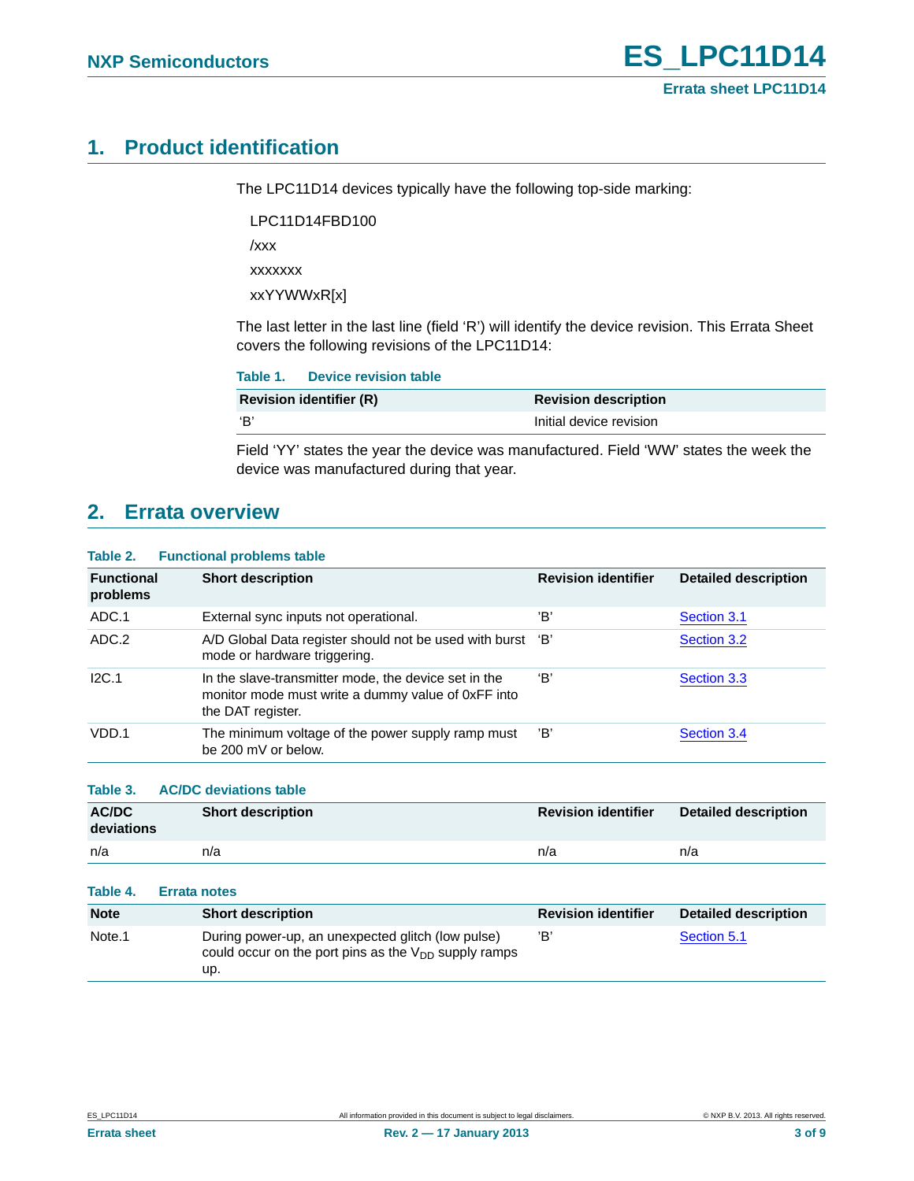## 1. Product identification

The LPC11D14 devices typically have the following top-side marking:

LPC11D14FBD100

/xxx

xxxxxxx

xxYYWWxR[x]

The last letter in the last line (field 'R') will identify the device revision. This Errata Sheet covers the following revisions of the LPC11D14:

**Table 1. Device revision table**

| Revision identifier (R) | Revision description |
|---|---|
| 'B' | Initial device revision |

Field 'YY' states the year the device was manufactured. Field 'WW' states the week the device was manufactured during that year.

## 2. Errata overview

**Table 2. Functional problems table**

| Functional problems | Short description | Revision identifier | Detailed description |
|---|---|---|---|
| ADC.1 | External sync inputs not operational. | 'B' | Section 3.1 |
| ADC.2 | A/D Global Data register should not be used with burst mode or hardware triggering. | 'B' | Section 3.2 |
| I2C.1 | In the slave-transmitter mode, the device set in the monitor mode must write a dummy value of 0xFF into the DAT register. | 'B' | Section 3.3 |
| VDD.1 | The minimum voltage of the power supply ramp must be 200 mV or below. | 'B' | Section 3.4 |

**Table 3. AC/DC deviations table**

| AC/DC deviations | Short description | Revision identifier | Detailed description |
|---|---|---|---|
| n/a | n/a | n/a | n/a |

**Table 4. Errata notes**

| Note | Short description | Revision identifier | Detailed description |
|---|---|---|---|
| Note.1 | During power-up, an unexpected glitch (low pulse) could occur on the port pins as the $V_{DD}$ supply ramps up. | 'B' | Section 5.1 |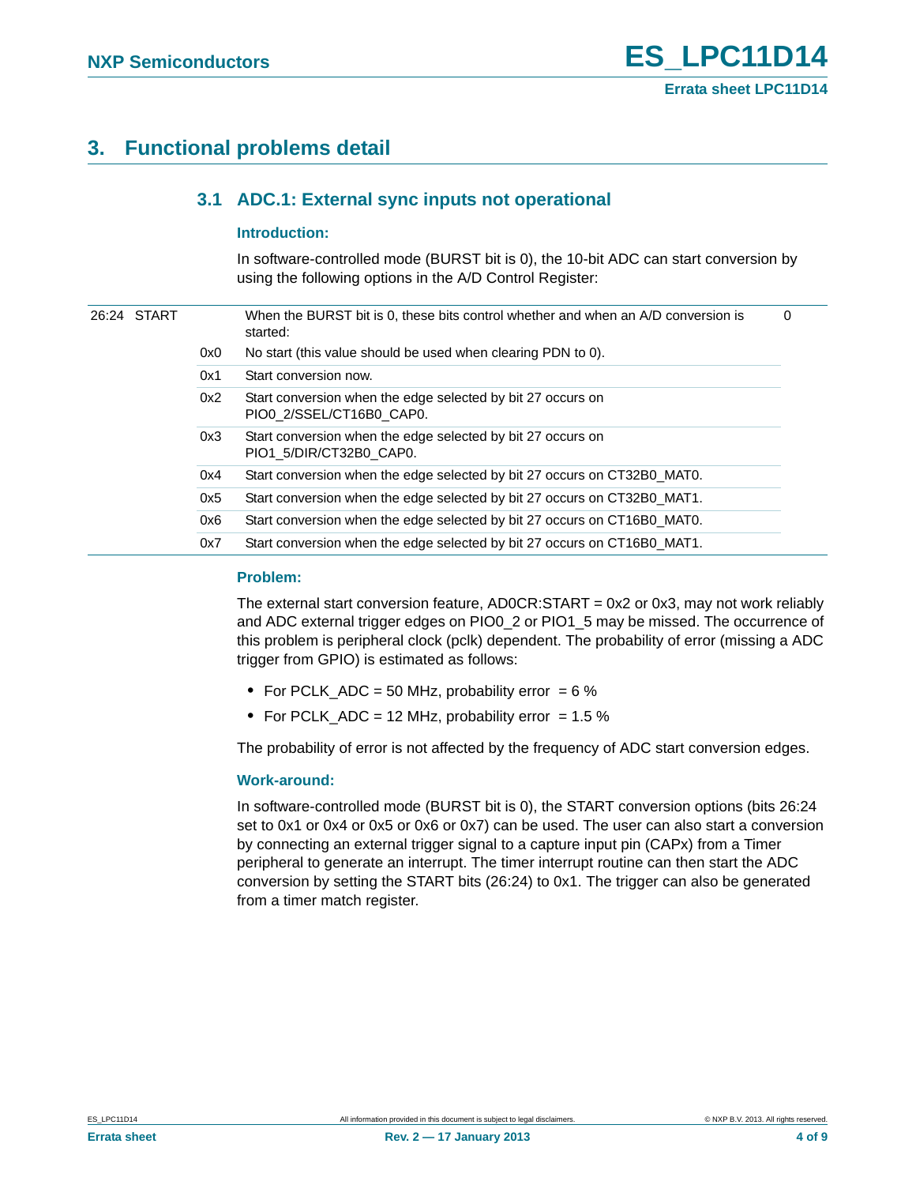# 3. Functional problems detail

## 3.1 ADC.1: External sync inputs not operational

### Introduction:

In software-controlled mode (BURST bit is 0), the 10-bit ADC can start conversion by using the following options in the A/D Control Register:

| Bit | Symbol | Value | Description | Reset value |
|---|---|---|---|---|
| 26:24 | START | | When the BURST bit is 0, these bits control whether and when an A/D conversion is started: | 0 |
| | | 0x0 | No start (this value should be used when clearing PDN to 0). | |
| | | 0x1 | Start conversion now. | |
| | | 0x2 | Start conversion when the edge selected by bit 27 occurs on PIO0_2/SSEL/CT16B0_CAP0. | |
| | | 0x3 | Start conversion when the edge selected by bit 27 occurs on PIO1_5/DIR/CT32B0_CAP0. | |
| | | 0x4 | Start conversion when the edge selected by bit 27 occurs on CT32B0_MAT0. | |
| | | 0x5 | Start conversion when the edge selected by bit 27 occurs on CT32B0_MAT1. | |
| | | 0x6 | Start conversion when the edge selected by bit 27 occurs on CT16B0_MAT0. | |
| | | 0x7 | Start conversion when the edge selected by bit 27 occurs on CT16B0_MAT1. | |

### Problem:

The external start conversion feature, AD0CR:START = 0x2 or 0x3, may not work reliably and ADC external trigger edges on PIO0_2 or PIO1_5 may be missed. The occurrence of this problem is peripheral clock (pclk) dependent. The probability of error (missing a ADC trigger from GPIO) is estimated as follows:

- For PCLK_ADC = 50 MHz, probability error = 6 %
- For PCLK_ADC = 12 MHz, probability error = 1.5 %

The probability of error is not affected by the frequency of ADC start conversion edges.

### Work-around:

In software-controlled mode (BURST bit is 0), the START conversion options (bits 26:24 set to 0x1 or 0x4 or 0x5 or 0x6 or 0x7) can be used. The user can also start a conversion by connecting an external trigger signal to a capture input pin (CAPx) from a Timer peripheral to generate an interrupt. The timer interrupt routine can then start the ADC conversion by setting the START bits (26:24) to 0x1. The trigger can also be generated from a timer match register.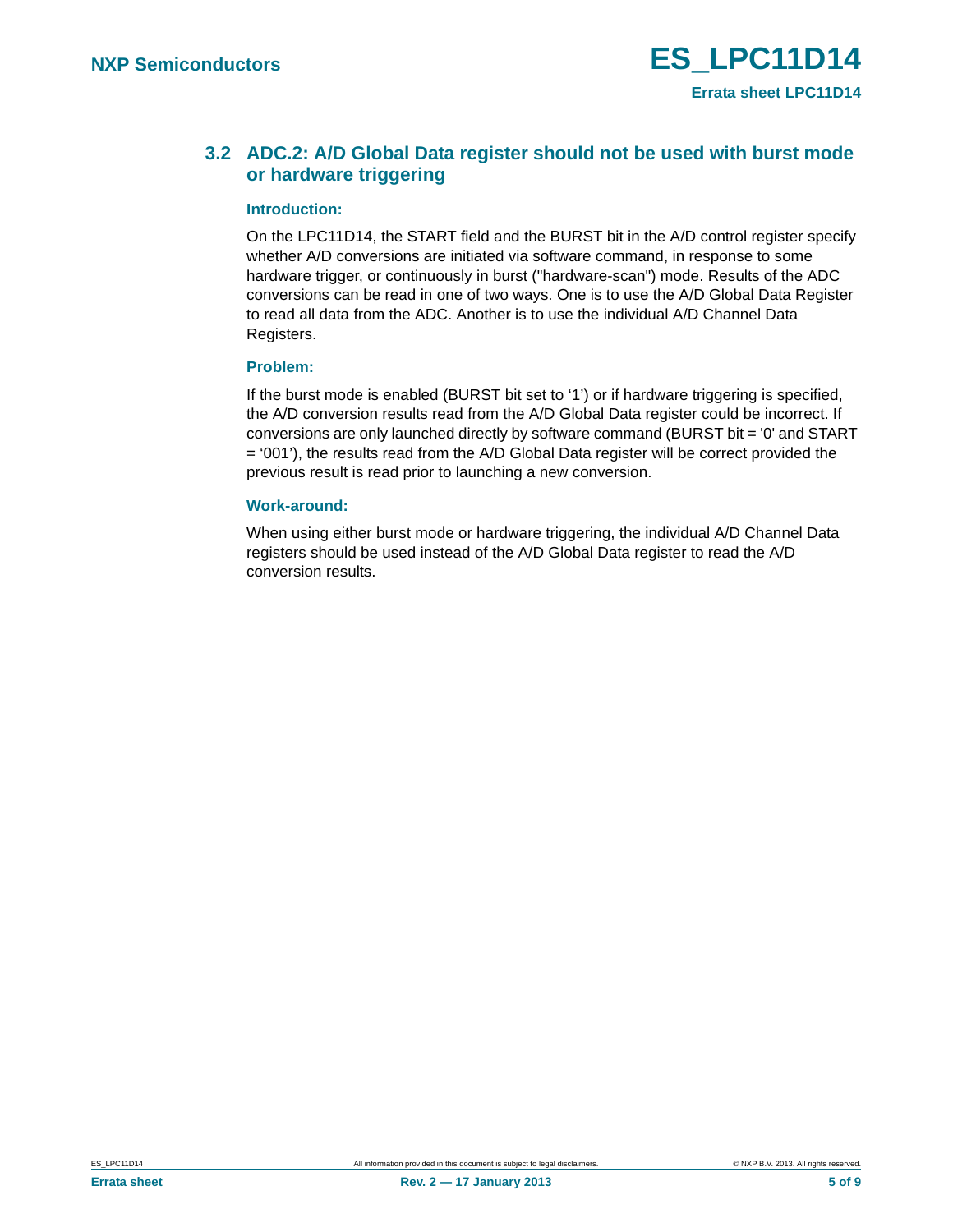## 3.2 ADC.2: A/D Global Data register should not be used with burst mode or hardware triggering

### Introduction:

On the LPC11D14, the START field and the BURST bit in the A/D control register specify whether A/D conversions are initiated via software command, in response to some hardware trigger, or continuously in burst ("hardware-scan") mode. Results of the ADC conversions can be read in one of two ways. One is to use the A/D Global Data Register to read all data from the ADC. Another is to use the individual A/D Channel Data Registers.

### Problem:

If the burst mode is enabled (BURST bit set to '1') or if hardware triggering is specified, the A/D conversion results read from the A/D Global Data register could be incorrect. If conversions are only launched directly by software command (BURST bit = '0' and START = '001'), the results read from the A/D Global Data register will be correct provided the previous result is read prior to launching a new conversion.

### Work-around:

When using either burst mode or hardware triggering, the individual A/D Channel Data registers should be used instead of the A/D Global Data register to read the A/D conversion results.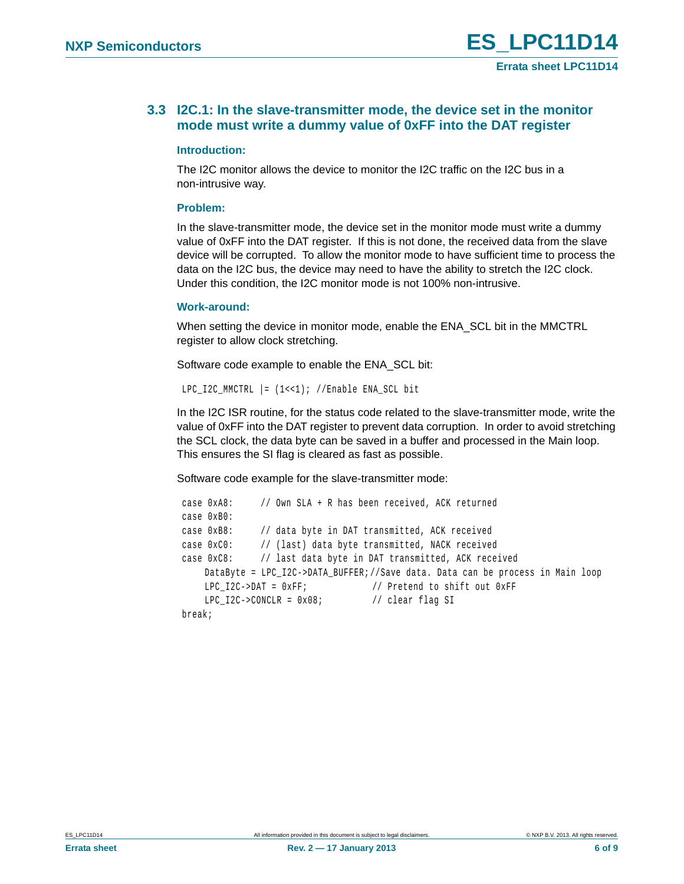### 3.3 I2C.1: In the slave-transmitter mode, the device set in the monitor mode must write a dummy value of 0xFF into the DAT register

#### Introduction:

The I2C monitor allows the device to monitor the I2C traffic on the I2C bus in a non-intrusive way.

#### Problem:

In the slave-transmitter mode, the device set in the monitor mode must write a dummy value of 0xFF into the DAT register. If this is not done, the received data from the slave device will be corrupted. To allow the monitor mode to have sufficient time to process the data on the I2C bus, the device may need to have the ability to stretch the I2C clock. Under this condition, the I2C monitor mode is not 100% non-intrusive.

#### Work-around:

When setting the device in monitor mode, enable the ENA_SCL bit in the MMCTRL register to allow clock stretching.

Software code example to enable the ENA_SCL bit:

```
LPC_I2C_MMCTRL |= (1<<1); //Enable ENA_SCL bit
```

In the I2C ISR routine, for the status code related to the slave-transmitter mode, write the value of 0xFF into the DAT register to prevent data corruption. In order to avoid stretching the SCL clock, the data byte can be saved in a buffer and processed in the Main loop. This ensures the SI flag is cleared as fast as possible.

Software code example for the slave-transmitter mode:

```
case 0xA8:      // Own SLA + R has been received, ACK returned
case 0xB0:
case 0xB8:      // data byte in DAT transmitted, ACK received
case 0xC0:      // (last) data byte transmitted, NACK received
case 0xC8:      // last data byte in DAT transmitted, ACK received
    DataByte = LPC_I2C->DATA_BUFFER;//Save data. Data can be process in Main loop
    LPC_I2C->DAT = 0xFF;            // Pretend to shift out 0xFF
    LPC_I2C->CONCLR = 0x08;         // clear flag SI
break;
```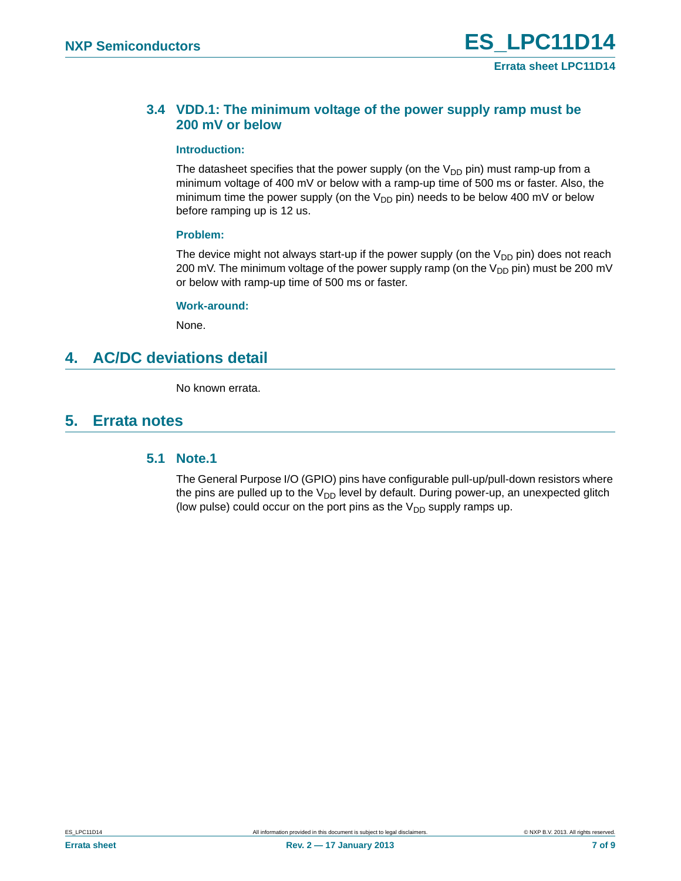### 3.4 VDD.1: The minimum voltage of the power supply ramp must be 200 mV or below

**Introduction:**

The datasheet specifies that the power supply (on the $V_{DD}$ pin) must ramp-up from a minimum voltage of 400 mV or below with a ramp-up time of 500 ms or faster. Also, the minimum time the power supply (on the $V_{DD}$ pin) needs to be below 400 mV or below before ramping up is 12 us.

**Problem:**

The device might not always start-up if the power supply (on the $V_{DD}$ pin) does not reach 200 mV. The minimum voltage of the power supply ramp (on the $V_{DD}$ pin) must be 200 mV or below with ramp-up time of 500 ms or faster.

**Work-around:**

None.

## 4. AC/DC deviations detail

No known errata.

## 5. Errata notes

### 5.1 Note.1

The General Purpose I/O (GPIO) pins have configurable pull-up/pull-down resistors where the pins are pulled up to the $V_{DD}$ level by default. During power-up, an unexpected glitch (low pulse) could occur on the port pins as the $V_{DD}$ supply ramps up.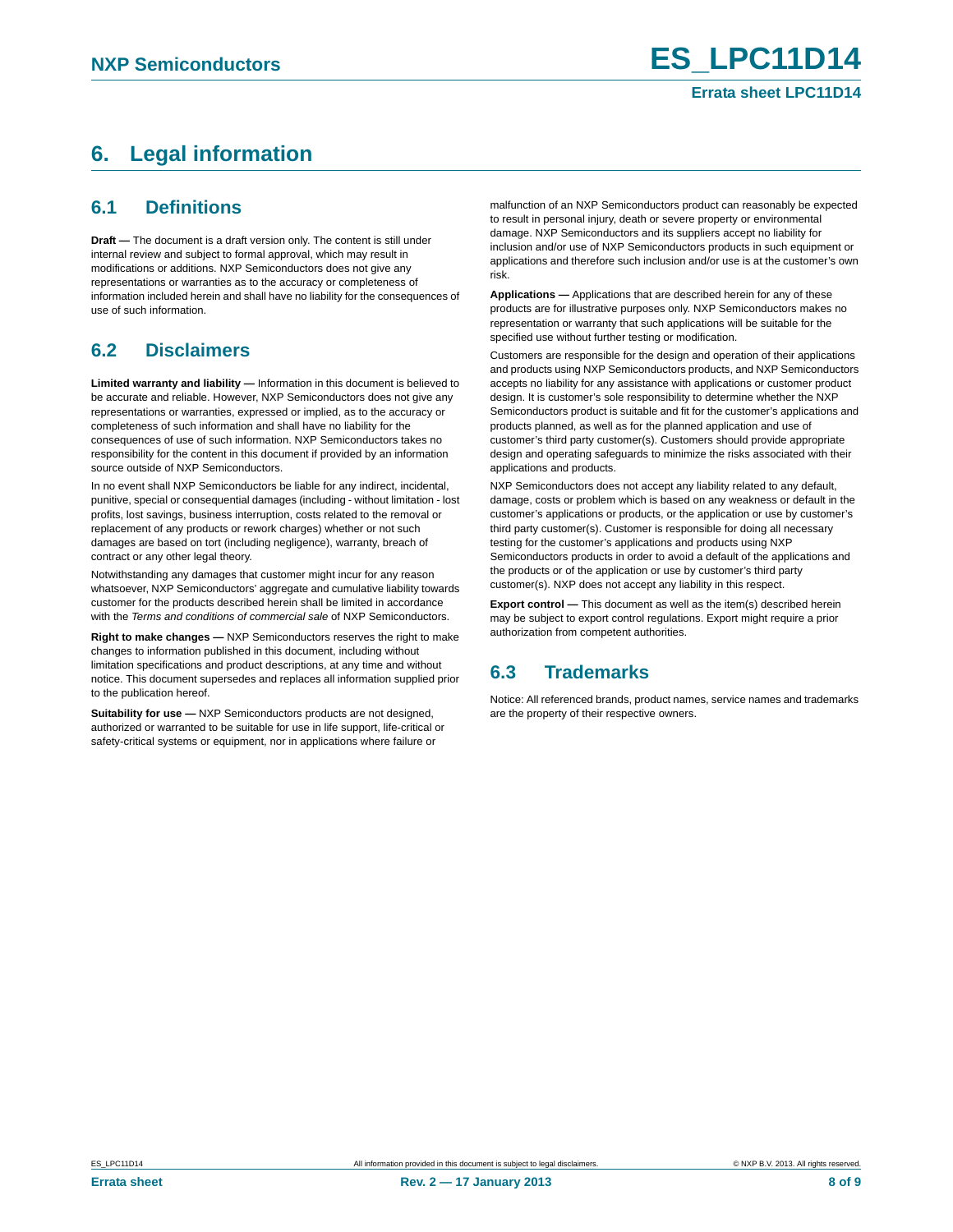# 6. Legal information

## 6.1 Definitions

**Draft —** The document is a draft version only. The content is still under internal review and subject to formal approval, which may result in modifications or additions. NXP Semiconductors does not give any representations or warranties as to the accuracy or completeness of information included herein and shall have no liability for the consequences of use of such information.

## 6.2 Disclaimers

**Limited warranty and liability —** Information in this document is believed to be accurate and reliable. However, NXP Semiconductors does not give any representations or warranties, expressed or implied, as to the accuracy or completeness of such information and shall have no liability for the consequences of use of such information. NXP Semiconductors takes no responsibility for the content in this document if provided by an information source outside of NXP Semiconductors.

In no event shall NXP Semiconductors be liable for any indirect, incidental, punitive, special or consequential damages (including - without limitation - lost profits, lost savings, business interruption, costs related to the removal or replacement of any products or rework charges) whether or not such damages are based on tort (including negligence), warranty, breach of contract or any other legal theory.

Notwithstanding any damages that customer might incur for any reason whatsoever, NXP Semiconductors' aggregate and cumulative liability towards customer for the products described herein shall be limited in accordance with the *Terms and conditions of commercial sale* of NXP Semiconductors.

**Right to make changes —** NXP Semiconductors reserves the right to make changes to information published in this document, including without limitation specifications and product descriptions, at any time and without notice. This document supersedes and replaces all information supplied prior to the publication hereof.

**Suitability for use —** NXP Semiconductors products are not designed, authorized or warranted to be suitable for use in life support, life-critical or safety-critical systems or equipment, nor in applications where failure or malfunction of an NXP Semiconductors product can reasonably be expected to result in personal injury, death or severe property or environmental damage. NXP Semiconductors and its suppliers accept no liability for inclusion and/or use of NXP Semiconductors products in such equipment or applications and therefore such inclusion and/or use is at the customer's own risk.

**Applications —** Applications that are described herein for any of these products are for illustrative purposes only. NXP Semiconductors makes no representation or warranty that such applications will be suitable for the specified use without further testing or modification.

Customers are responsible for the design and operation of their applications and products using NXP Semiconductors products, and NXP Semiconductors accepts no liability for any assistance with applications or customer product design. It is customer's sole responsibility to determine whether the NXP Semiconductors product is suitable and fit for the customer's applications and products planned, as well as for the planned application and use of customer's third party customer(s). Customers should provide appropriate design and operating safeguards to minimize the risks associated with their applications and products.

NXP Semiconductors does not accept any liability related to any default, damage, costs or problem which is based on any weakness or default in the customer's applications or products, or the application or use by customer's third party customer(s). Customer is responsible for doing all necessary testing for the customer's applications and products using NXP Semiconductors products in order to avoid a default of the applications and the products or of the application or use by customer's third party customer(s). NXP does not accept any liability in this respect.

**Export control —** This document as well as the item(s) described herein may be subject to export control regulations. Export might require a prior authorization from competent authorities.

## 6.3 Trademarks

Notice: All referenced brands, product names, service names and trademarks are the property of their respective owners.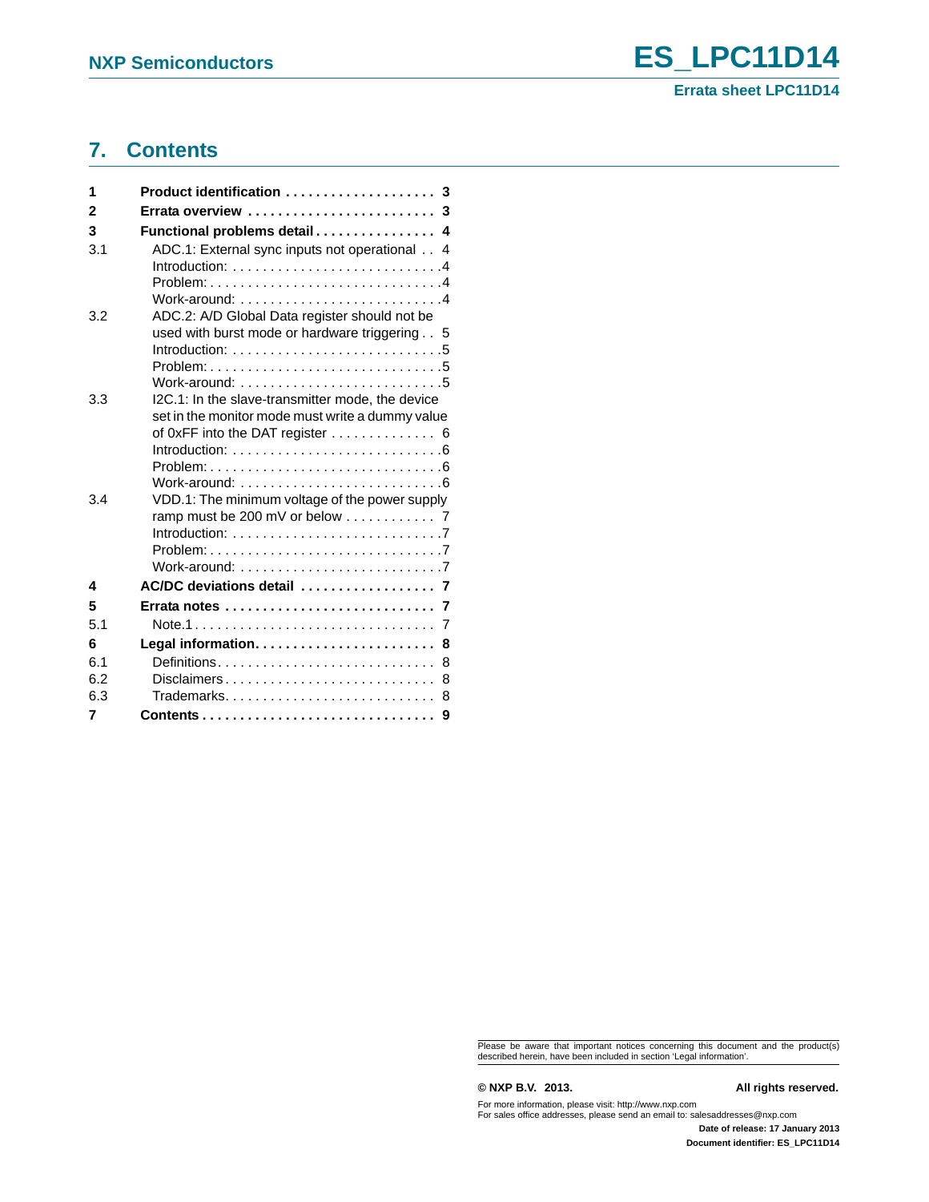## 7. Contents

| | | |
|---|---|---|
| **1** | **Product identification** | **3** |
| **2** | **Errata overview** | **3** |
| **3** | **Functional problems detail** | **4** |
| 3.1 | ADC.1: External sync inputs not operational | 4 |
| | Introduction: | 4 |
| | Problem: | 4 |
| | Work-around: | 4 |
| 3.2 | ADC.2: A/D Global Data register should not be used with burst mode or hardware triggering | 5 |
| | Introduction: | 5 |
| | Problem: | 5 |
| | Work-around: | 5 |
| 3.3 | I2C.1: In the slave-transmitter mode, the device set in the monitor mode must write a dummy value of 0xFF into the DAT register | 6 |
| | Introduction: | 6 |
| | Problem: | 6 |
| | Work-around: | 6 |
| 3.4 | VDD.1: The minimum voltage of the power supply ramp must be 200 mV or below | 7 |
| | Introduction: | 7 |
| | Problem: | 7 |
| | Work-around: | 7 |
| **4** | **AC/DC deviations detail** | **7** |
| **5** | **Errata notes** | **7** |
| 5.1 | Note.1 | 7 |
| **6** | **Legal information** | **8** |
| 6.1 | Definitions | 8 |
| 6.2 | Disclaimers | 8 |
| 6.3 | Trademarks | 8 |
| **7** | **Contents** | **9** |

Please be aware that important notices concerning this document and the product(s) described herein, have been included in section 'Legal information'.

**© NXP B.V. 2013. All rights reserved.**

For more information, please visit: http://www.nxp.com
For sales office addresses, please send an email to: salesaddresses@nxp.com

**Date of release: 17 January 2013**
**Document identifier: ES_LPC11D14**